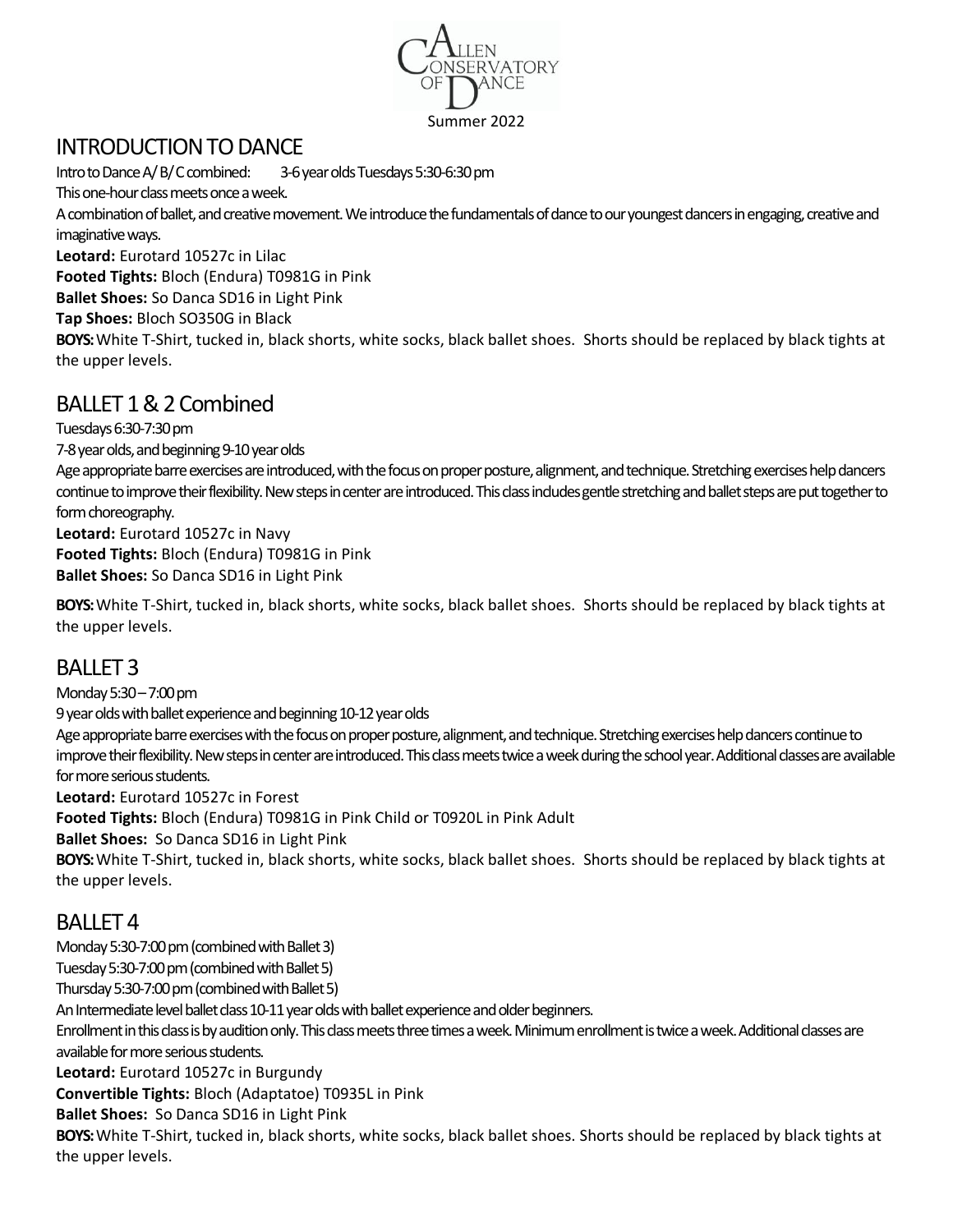Allen Conservatory of Dance

Summer 2022

## INTRODUCTION TO DANCE

Intro to Dance A/ B/ C combined: 3-6 year olds Tuesdays 5:30-6:30 pm

This one-hour class meets once a week.

A combination of ballet, and creative movement. We introduce the fundamentals of dance to our youngest dancers in engaging, creative and imaginative ways.

**Leotard:** Eurotard 10527c in Lilac

**Footed Tights:** Bloch (Endura) T0981G in Pink

**Ballet Shoes:** So Danca SD16 in Light Pink

**Tap Shoes:** Bloch SO350G in Black

**BOYS:** White T-Shirt, tucked in, black shorts, white socks, black ballet shoes. Shorts should be replaced by black tights at the upper levels.

## BALLET 1 & 2 Combined

Tuesdays 6:30-7:30 pm

7-8 year olds, and beginning 9-10 year olds

Age appropriate barre exercises are introduced, with the focus on proper posture, alignment, and technique. Stretching exercises help dancers continue to improve their flexibility. New steps in center are introduced. This class includes gentle stretching and ballet steps are put together to form choreography.

**Leotard:** Eurotard 10527c in Navy

**Footed Tights:** Bloch (Endura) T0981G in Pink

**Ballet Shoes:** So Danca SD16 in Light Pink

**BOYS:** White T-Shirt, tucked in, black shorts, white socks, black ballet shoes. Shorts should be replaced by black tights at the upper levels.

## BALLET 3

Monday 5:30 – 7:00 pm

9 year olds with ballet experience and beginning 10-12 year olds

Age appropriate barre exercises with the focus on proper posture, alignment, and technique. Stretching exercises help dancers continue to improve their flexibility. New steps in center are introduced. This class meets twice a week during the school year. Additional classes are available for more serious students.

**Leotard:** Eurotard 10527c in Forest

**Footed Tights:** Bloch (Endura) T0981G in Pink Child or T0920L in Pink Adult

**Ballet Shoes:** So Danca SD16 in Light Pink

**BOYS:** White T-Shirt, tucked in, black shorts, white socks, black ballet shoes. Shorts should be replaced by black tights at the upper levels.

## BALLET 4

Monday 5:30-7:00 pm (combined with Ballet 3)

Tuesday 5:30-7:00 pm (combined with Ballet 5)

Thursday 5:30-7:00 pm (combined with Ballet 5)

An Intermediate level ballet class 10-11 year olds with ballet experience and older beginners.

Enrollment in this class is by audition only. This class meets three times a week. Minimum enrollment is twice a week. Additional classes are available for more serious students.

**Leotard:** Eurotard 10527c in Burgundy

**Convertible Tights:** Bloch (Adaptatoe) T0935L in Pink

**Ballet Shoes:** So Danca SD16 in Light Pink

**BOYS:** White T-Shirt, tucked in, black shorts, white socks, black ballet shoes. Shorts should be replaced by black tights at the upper levels.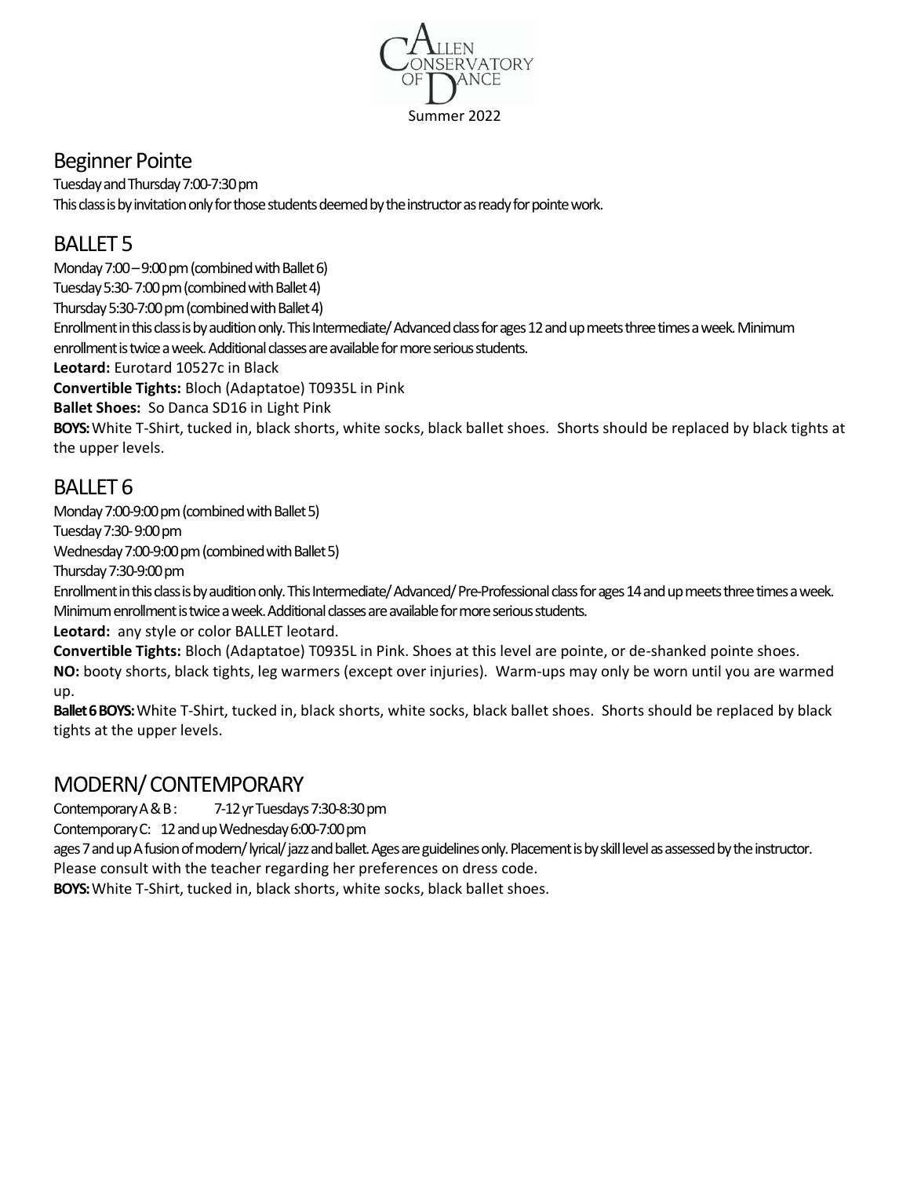Summer 2022

## Beginner Pointe

Tuesday and Thursday 7:00-7:30 pm
This class is by invitation only for those students deemed by the instructor as ready for pointe work.

## BALLET 5

Monday 7:00 – 9:00 pm (combined with Ballet 6)
Tuesday 5:30- 7:00 pm (combined with Ballet 4)
Thursday 5:30-7:00 pm (combined with Ballet 4)
Enrollment in this class is by audition only. This Intermediate/ Advanced class for ages 12 and up meets three times a week. Minimum enrollment is twice a week. Additional classes are available for more serious students.
**Leotard:** Eurotard 10527c in Black
**Convertible Tights:** Bloch (Adaptatoe) T0935L in Pink
**Ballet Shoes:** So Danca SD16 in Light Pink
**BOYS:** White T-Shirt, tucked in, black shorts, white socks, black ballet shoes. Shorts should be replaced by black tights at the upper levels.

## BALLET 6

Monday 7:00-9:00 pm (combined with Ballet 5)
Tuesday 7:30- 9:00 pm
Wednesday 7:00-9:00 pm (combined with Ballet 5)
Thursday 7:30-9:00 pm
Enrollment in this class is by audition only. This Intermediate/ Advanced/ Pre-Professional class for ages 14 and up meets three times a week. Minimum enrollment is twice a week. Additional classes are available for more serious students.
**Leotard:** any style or color BALLET leotard.
**Convertible Tights:** Bloch (Adaptatoe) T0935L in Pink. Shoes at this level are pointe, or de-shanked pointe shoes.
**NO:** booty shorts, black tights, leg warmers (except over injuries). Warm-ups may only be worn until you are warmed up.
**Ballet 6 BOYS:** White T-Shirt, tucked in, black shorts, white socks, black ballet shoes. Shorts should be replaced by black tights at the upper levels.

## MODERN/ CONTEMPORARY

Contemporary A & B : 7-12 yr Tuesdays 7:30-8:30 pm
Contemporary C: 12 and up Wednesday 6:00-7:00 pm
ages 7 and up A fusion of modern/ lyrical/ jazz and ballet. Ages are guidelines only. Placement is by skill level as assessed by the instructor.
Please consult with the teacher regarding her preferences on dress code.
**BOYS:** White T-Shirt, tucked in, black shorts, white socks, black ballet shoes.